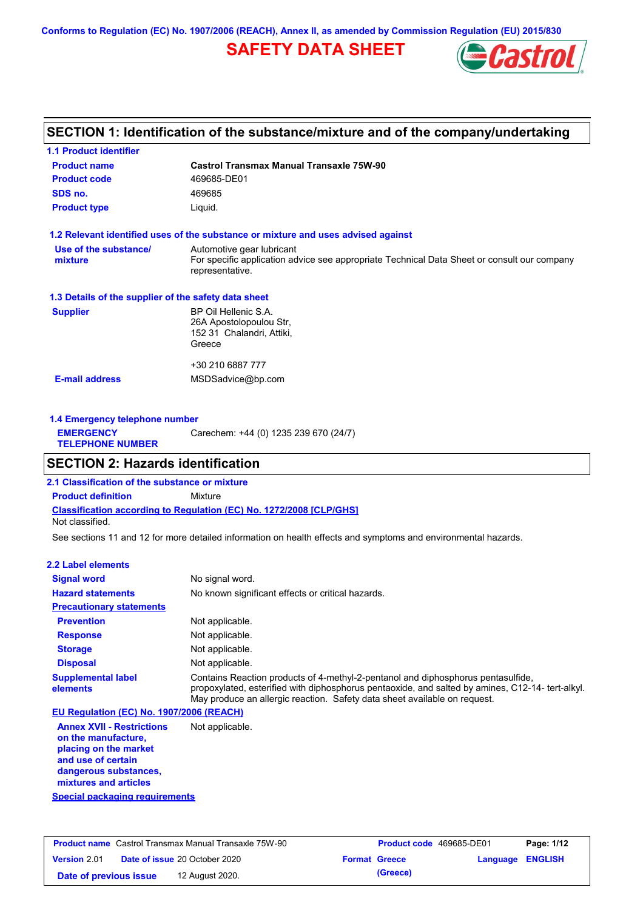Conforms to Regulation (EC) No. 1907/2006 (REACH), Annex II, as amended by Commission Regulation (EU) 2015/830

# SAFETY DATA SHEET

## SECTION 1: Identification of the substance/mixture and of the company/undertaking

### 1.1 Product identifier

| | |
|---|---|
| **Product name** | **Castrol Transmax Manual Transaxle 75W-90** |
| **Product code** | 469685-DE01 |
| **SDS no.** | 469685 |
| **Product type** | Liquid. |

### 1.2 Relevant identified uses of the substance or mixture and uses advised against

| | |
|---|---|
| **Use of the substance/ mixture** | Automotive gear lubricant<br>For specific application advice see appropriate Technical Data Sheet or consult our company representative. |

### 1.3 Details of the supplier of the safety data sheet

| | |
|---|---|
| **Supplier** | BP Oil Hellenic S.A.<br>26A Apostolopoulou Str,<br>152 31 Chalandri, Attiki,<br>Greece<br><br>+30 210 6887 777 |
| **E-mail address** | MSDSadvice@bp.com |

### 1.4 Emergency telephone number

| | |
|---|---|
| **EMERGENCY TELEPHONE NUMBER** | Carechem: +44 (0) 1235 239 670 (24/7) |

## SECTION 2: Hazards identification

### 2.1 Classification of the substance or mixture

**Product definition** Mixture

**Classification according to Regulation (EC) No. 1272/2008 [CLP/GHS]**

Not classified.

See sections 11 and 12 for more detailed information on health effects and symptoms and environmental hazards.

### 2.2 Label elements

| | |
|---|---|
| **Signal word** | No signal word. |
| **Hazard statements** | No known significant effects or critical hazards. |
| **Precautionary statements** | |
| **Prevention** | Not applicable. |
| **Response** | Not applicable. |
| **Storage** | Not applicable. |
| **Disposal** | Not applicable. |
| **Supplemental label elements** | Contains Reaction products of 4-methyl-2-pentanol and diphosphorus pentasulfide, propoxylated, esterified with diphosphorus pentaoxide, and salted by amines, C12-14- tert-alkyl. May produce an allergic reaction. Safety data sheet available on request. |

**EU Regulation (EC) No. 1907/2006 (REACH)**

| | |
|---|---|
| **Annex XVII - Restrictions on the manufacture, placing on the market and use of certain dangerous substances, mixtures and articles** | Not applicable. |

**Special packaging requirements**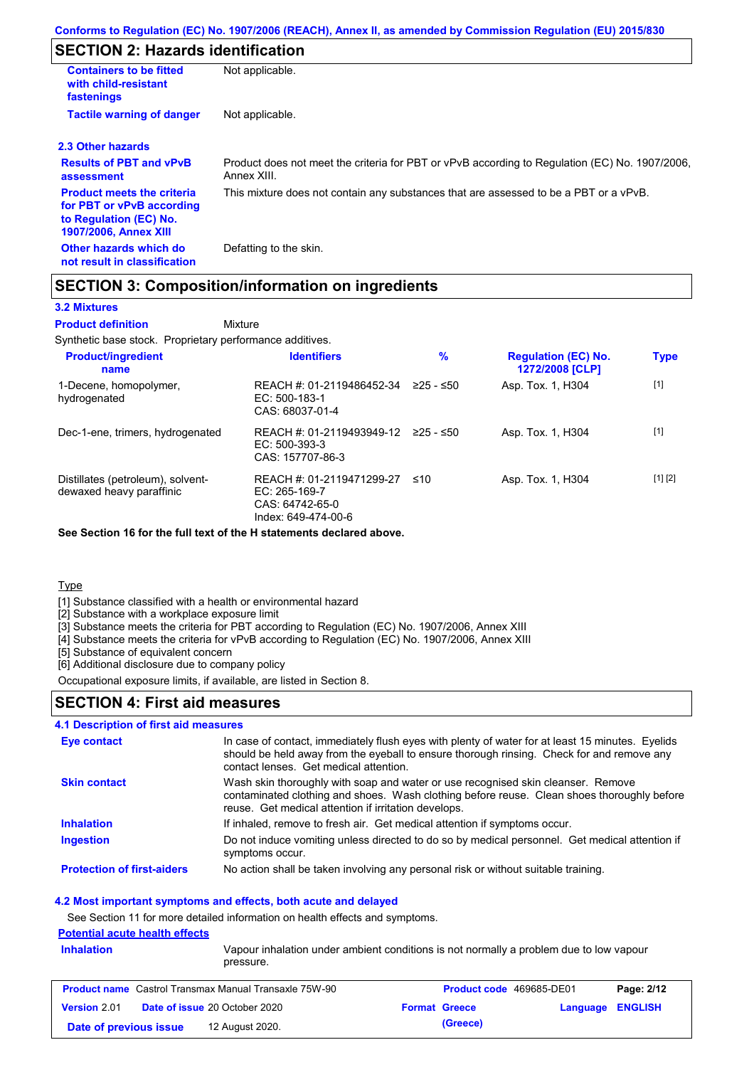## SECTION 2: Hazards identification

| | |
|---|---|
| **Containers to be fitted with child-resistant fastenings** | Not applicable. |
| **Tactile warning of danger** | Not applicable. |

### 2.3 Other hazards

| | |
|---|---|
| **Results of PBT and vPvB assessment** | Product does not meet the criteria for PBT or vPvB according to Regulation (EC) No. 1907/2006, Annex XIII. |
| **Product meets the criteria for PBT or vPvB according to Regulation (EC) No. 1907/2006, Annex XIII** | This mixture does not contain any substances that are assessed to be a PBT or a vPvB. |
| **Other hazards which do not result in classification** | Defatting to the skin. |

## SECTION 3: Composition/information on ingredients

### 3.2 Mixtures

**Product definition** Mixture

Synthetic base stock. Proprietary performance additives.

| Product/ingredient name | Identifiers | % | Regulation (EC) No. 1272/2008 [CLP] | Type |
|---|---|---|---|---|
| 1-Decene, homopolymer, hydrogenated | REACH #: 01-2119486452-34<br>EC: 500-183-1<br>CAS: 68037-01-4 | ≥25 - ≤50 | Asp. Tox. 1, H304 | [1] |
| Dec-1-ene, trimers, hydrogenated | REACH #: 01-2119493949-12<br>EC: 500-393-3<br>CAS: 157707-86-3 | ≥25 - ≤50 | Asp. Tox. 1, H304 | [1] |
| Distillates (petroleum), solvent-dewaxed heavy paraffinic | REACH #: 01-2119471299-27<br>EC: 265-169-7<br>CAS: 64742-65-0<br>Index: 649-474-00-6 | ≤10 | Asp. Tox. 1, H304 | [1] [2] |

**See Section 16 for the full text of the H statements declared above.**

Type

[1] Substance classified with a health or environmental hazard
[2] Substance with a workplace exposure limit
[3] Substance meets the criteria for PBT according to Regulation (EC) No. 1907/2006, Annex XIII
[4] Substance meets the criteria for vPvB according to Regulation (EC) No. 1907/2006, Annex XIII
[5] Substance of equivalent concern
[6] Additional disclosure due to company policy

Occupational exposure limits, if available, are listed in Section 8.

## SECTION 4: First aid measures

### 4.1 Description of first aid measures

| | |
|---|---|
| **Eye contact** | In case of contact, immediately flush eyes with plenty of water for at least 15 minutes. Eyelids should be held away from the eyeball to ensure thorough rinsing. Check for and remove any contact lenses. Get medical attention. |
| **Skin contact** | Wash skin thoroughly with soap and water or use recognised skin cleanser. Remove contaminated clothing and shoes. Wash clothing before reuse. Clean shoes thoroughly before reuse. Get medical attention if irritation develops. |
| **Inhalation** | If inhaled, remove to fresh air. Get medical attention if symptoms occur. |
| **Ingestion** | Do not induce vomiting unless directed to do so by medical personnel. Get medical attention if symptoms occur. |
| **Protection of first-aiders** | No action shall be taken involving any personal risk or without suitable training. |

### 4.2 Most important symptoms and effects, both acute and delayed

See Section 11 for more detailed information on health effects and symptoms.

**Potential acute health effects**

| | |
|---|---|
| **Inhalation** | Vapour inhalation under ambient conditions is not normally a problem due to low vapour pressure. |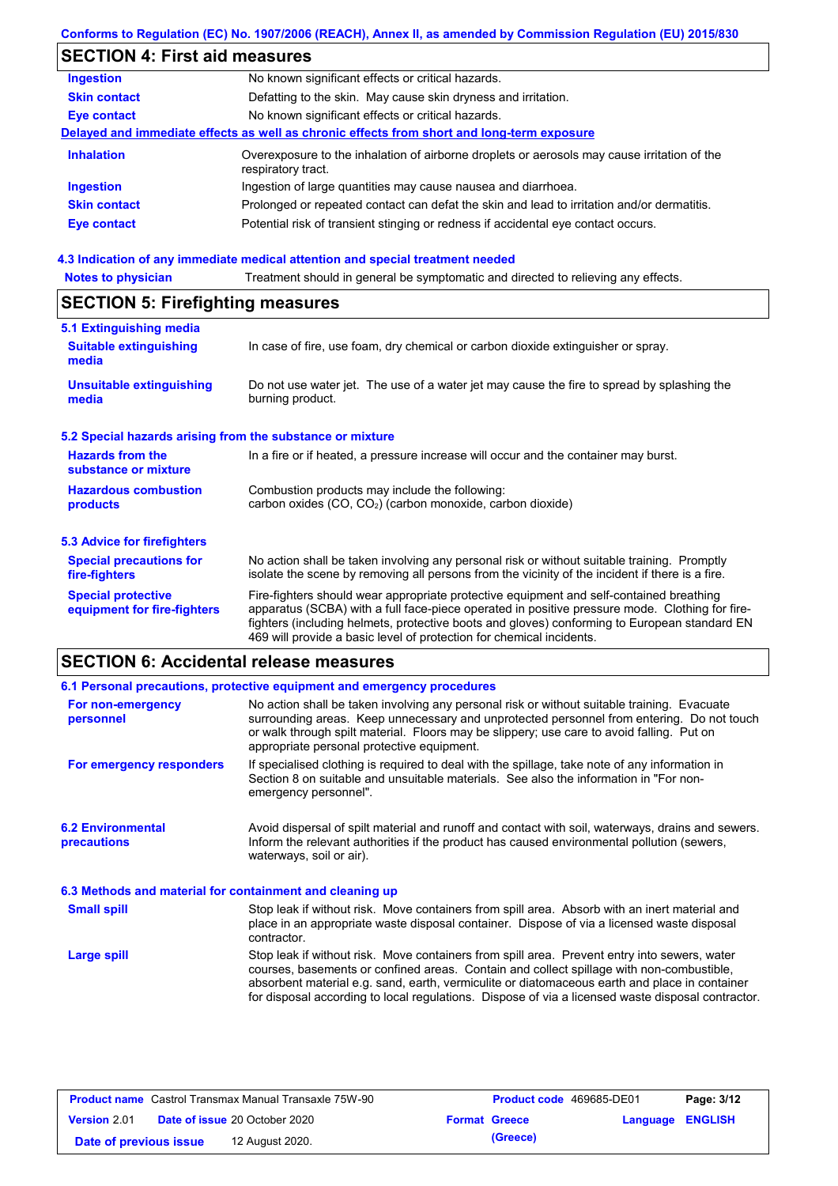## SECTION 4: First aid measures

| | |
|---|---|
| **Ingestion** | No known significant effects or critical hazards. |
| **Skin contact** | Defatting to the skin. May cause skin dryness and irritation. |
| **Eye contact** | No known significant effects or critical hazards. |

**Delayed and immediate effects as well as chronic effects from short and long-term exposure**

| | |
|---|---|
| **Inhalation** | Overexposure to the inhalation of airborne droplets or aerosols may cause irritation of the respiratory tract. |
| **Ingestion** | Ingestion of large quantities may cause nausea and diarrhoea. |
| **Skin contact** | Prolonged or repeated contact can defat the skin and lead to irritation and/or dermatitis. |
| **Eye contact** | Potential risk of transient stinging or redness if accidental eye contact occurs. |

### 4.3 Indication of any immediate medical attention and special treatment needed

| | |
|---|---|
| **Notes to physician** | Treatment should in general be symptomatic and directed to relieving any effects. |

## SECTION 5: Firefighting measures

### 5.1 Extinguishing media

| | |
|---|---|
| **Suitable extinguishing media** | In case of fire, use foam, dry chemical or carbon dioxide extinguisher or spray. |
| **Unsuitable extinguishing media** | Do not use water jet. The use of a water jet may cause the fire to spread by splashing the burning product. |

### 5.2 Special hazards arising from the substance or mixture

| | |
|---|---|
| **Hazards from the substance or mixture** | In a fire or if heated, a pressure increase will occur and the container may burst. |
| **Hazardous combustion products** | Combustion products may include the following: carbon oxides (CO, $CO_2$) (carbon monoxide, carbon dioxide) |

### 5.3 Advice for firefighters

| | |
|---|---|
| **Special precautions for fire-fighters** | No action shall be taken involving any personal risk or without suitable training. Promptly isolate the scene by removing all persons from the vicinity of the incident if there is a fire. |
| **Special protective equipment for fire-fighters** | Fire-fighters should wear appropriate protective equipment and self-contained breathing apparatus (SCBA) with a full face-piece operated in positive pressure mode. Clothing for fire-fighters (including helmets, protective boots and gloves) conforming to European standard EN 469 will provide a basic level of protection for chemical incidents. |

## SECTION 6: Accidental release measures

### 6.1 Personal precautions, protective equipment and emergency procedures

| | |
|---|---|
| **For non-emergency personnel** | No action shall be taken involving any personal risk or without suitable training. Evacuate surrounding areas. Keep unnecessary and unprotected personnel from entering. Do not touch or walk through spilt material. Floors may be slippery; use care to avoid falling. Put on appropriate personal protective equipment. |
| **For emergency responders** | If specialised clothing is required to deal with the spillage, take note of any information in Section 8 on suitable and unsuitable materials. See also the information in "For non-emergency personnel". |

| | |
|---|---|
| **6.2 Environmental precautions** | Avoid dispersal of spilt material and runoff and contact with soil, waterways, drains and sewers. Inform the relevant authorities if the product has caused environmental pollution (sewers, waterways, soil or air). |

### 6.3 Methods and material for containment and cleaning up

| | |
|---|---|
| **Small spill** | Stop leak if without risk. Move containers from spill area. Absorb with an inert material and place in an appropriate waste disposal container. Dispose of via a licensed waste disposal contractor. |
| **Large spill** | Stop leak if without risk. Move containers from spill area. Prevent entry into sewers, water courses, basements or confined areas. Contain and collect spillage with non-combustible, absorbent material e.g. sand, earth, vermiculite or diatomaceous earth and place in container for disposal according to local regulations. Dispose of via a licensed waste disposal contractor. |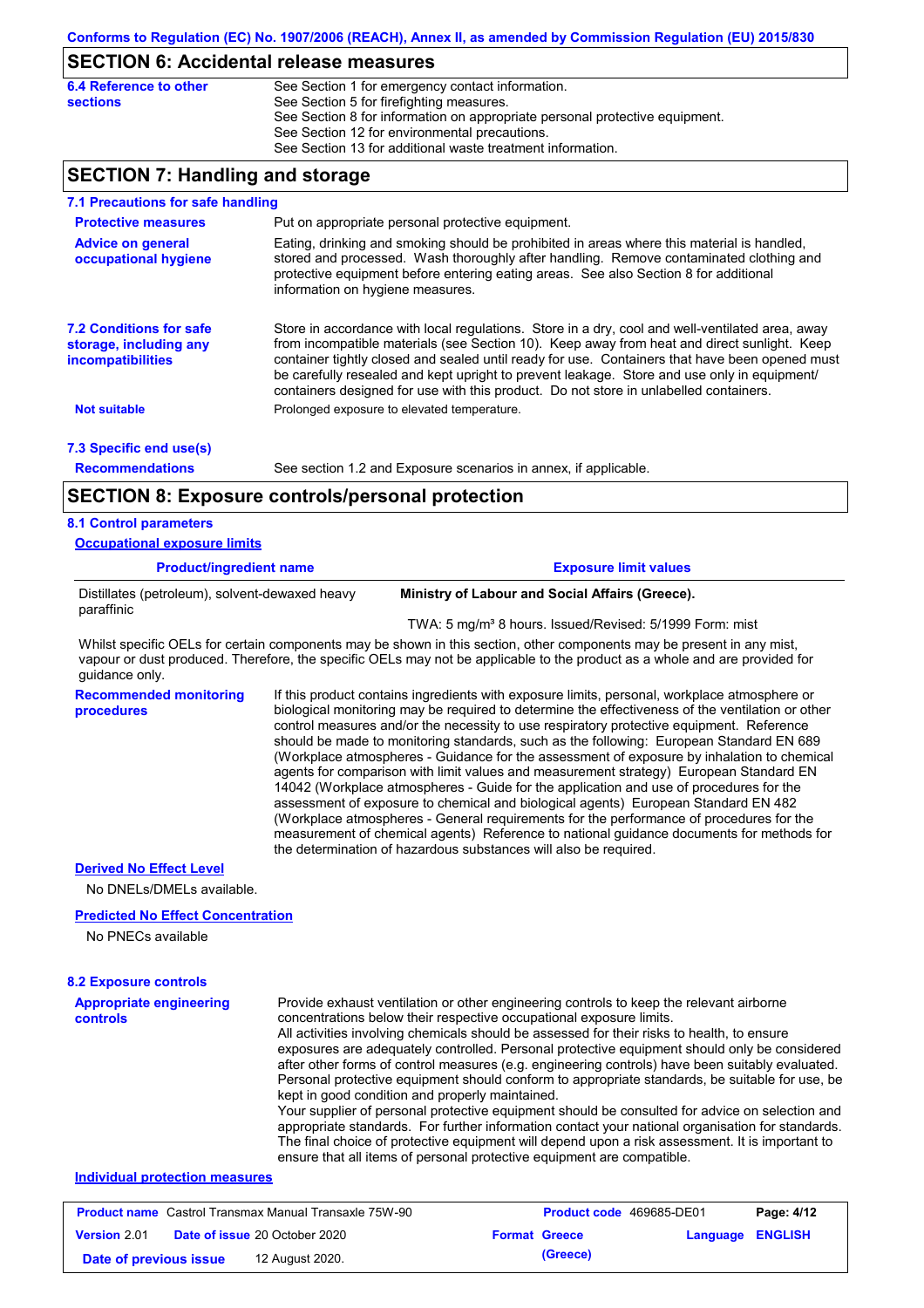## SECTION 6: Accidental release measures

**6.4 Reference to other sections**

See Section 1 for emergency contact information.
See Section 5 for firefighting measures.
See Section 8 for information on appropriate personal protective equipment.
See Section 12 for environmental precautions.
See Section 13 for additional waste treatment information.

## SECTION 7: Handling and storage

### 7.1 Precautions for safe handling

**Protective measures**

Put on appropriate personal protective equipment.

**Advice on general occupational hygiene**

Eating, drinking and smoking should be prohibited in areas where this material is handled, stored and processed. Wash thoroughly after handling. Remove contaminated clothing and protective equipment before entering eating areas. See also Section 8 for additional information on hygiene measures.

### 7.2 Conditions for safe storage, including any incompatibilities

Store in accordance with local regulations. Store in a dry, cool and well-ventilated area, away from incompatible materials (see Section 10). Keep away from heat and direct sunlight. Keep container tightly closed and sealed until ready for use. Containers that have been opened must be carefully resealed and kept upright to prevent leakage. Store and use only in equipment/ containers designed for use with this product. Do not store in unlabelled containers.

**Not suitable**

Prolonged exposure to elevated temperature.

### 7.3 Specific end use(s)

**Recommendations**

See section 1.2 and Exposure scenarios in annex, if applicable.

## SECTION 8: Exposure controls/personal protection

### 8.1 Control parameters

**Occupational exposure limits**

| Product/ingredient name | Exposure limit values |
|---|---|
| Distillates (petroleum), solvent-dewaxed heavy paraffinic | **Ministry of Labour and Social Affairs (Greece).**<br>TWA: 5 mg/m³ 8 hours. Issued/Revised: 5/1999 Form: mist |

Whilst specific OELs for certain components may be shown in this section, other components may be present in any mist, vapour or dust produced. Therefore, the specific OELs may not be applicable to the product as a whole and are provided for guidance only.

**Recommended monitoring procedures**

If this product contains ingredients with exposure limits, personal, workplace atmosphere or biological monitoring may be required to determine the effectiveness of the ventilation or other control measures and/or the necessity to use respiratory protective equipment. Reference should be made to monitoring standards, such as the following: European Standard EN 689 (Workplace atmospheres - Guidance for the assessment of exposure by inhalation to chemical agents for comparison with limit values and measurement strategy) European Standard EN 14042 (Workplace atmospheres - Guide for the application and use of procedures for the assessment of exposure to chemical and biological agents) European Standard EN 482 (Workplace atmospheres - General requirements for the performance of procedures for the measurement of chemical agents) Reference to national guidance documents for methods for the determination of hazardous substances will also be required.

**Derived No Effect Level**

No DNELs/DMELs available.

**Predicted No Effect Concentration**

No PNECs available

### 8.2 Exposure controls

**Appropriate engineering controls**

Provide exhaust ventilation or other engineering controls to keep the relevant airborne concentrations below their respective occupational exposure limits.
All activities involving chemicals should be assessed for their risks to health, to ensure exposures are adequately controlled. Personal protective equipment should only be considered after other forms of control measures (e.g. engineering controls) have been suitably evaluated. Personal protective equipment should conform to appropriate standards, be suitable for use, be kept in good condition and properly maintained.
Your supplier of personal protective equipment should be consulted for advice on selection and appropriate standards. For further information contact your national organisation for standards. The final choice of protective equipment will depend upon a risk assessment. It is important to ensure that all items of personal protective equipment are compatible.

**Individual protection measures**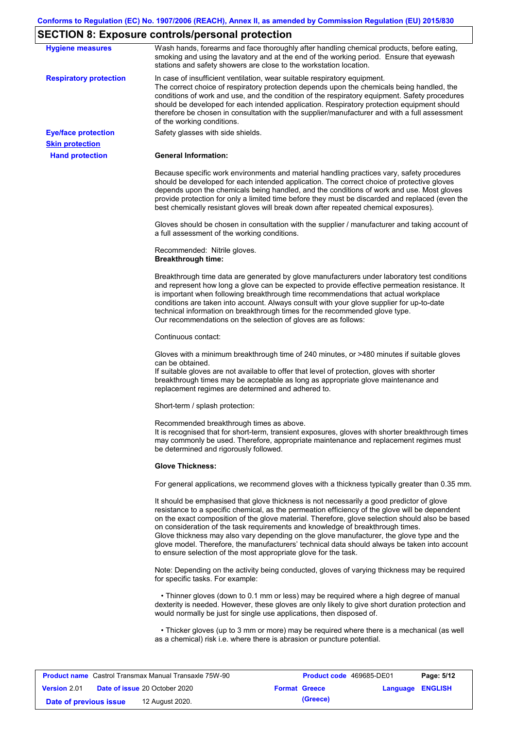## SECTION 8: Exposure controls/personal protection

**Hygiene measures**

Wash hands, forearms and face thoroughly after handling chemical products, before eating, smoking and using the lavatory and at the end of the working period. Ensure that eyewash stations and safety showers are close to the workstation location.

**Respiratory protection**

In case of insufficient ventilation, wear suitable respiratory equipment.
The correct choice of respiratory protection depends upon the chemicals being handled, the conditions of work and use, and the condition of the respiratory equipment. Safety procedures should be developed for each intended application. Respiratory protection equipment should therefore be chosen in consultation with the supplier/manufacturer and with a full assessment of the working conditions.

**Eye/face protection**

Safety glasses with side shields.

**Skin protection**

**Hand protection**

**General Information:**

Because specific work environments and material handling practices vary, safety procedures should be developed for each intended application. The correct choice of protective gloves depends upon the chemicals being handled, and the conditions of work and use. Most gloves provide protection for only a limited time before they must be discarded and replaced (even the best chemically resistant gloves will break down after repeated chemical exposures).

Gloves should be chosen in consultation with the supplier / manufacturer and taking account of a full assessment of the working conditions.

Recommended: Nitrile gloves.

**Breakthrough time:**

Breakthrough time data are generated by glove manufacturers under laboratory test conditions and represent how long a glove can be expected to provide effective permeation resistance. It is important when following breakthrough time recommendations that actual workplace conditions are taken into account. Always consult with your glove supplier for up-to-date technical information on breakthrough times for the recommended glove type.
Our recommendations on the selection of gloves are as follows:

Continuous contact:

Gloves with a minimum breakthrough time of 240 minutes, or >480 minutes if suitable gloves can be obtained.
If suitable gloves are not available to offer that level of protection, gloves with shorter breakthrough times may be acceptable as long as appropriate glove maintenance and replacement regimes are determined and adhered to.

Short-term / splash protection:

Recommended breakthrough times as above.
It is recognised that for short-term, transient exposures, gloves with shorter breakthrough times may commonly be used. Therefore, appropriate maintenance and replacement regimes must be determined and rigorously followed.

**Glove Thickness:**

For general applications, we recommend gloves with a thickness typically greater than 0.35 mm.

It should be emphasised that glove thickness is not necessarily a good predictor of glove resistance to a specific chemical, as the permeation efficiency of the glove will be dependent on the exact composition of the glove material. Therefore, glove selection should also be based on consideration of the task requirements and knowledge of breakthrough times.
Glove thickness may also vary depending on the glove manufacturer, the glove type and the glove model. Therefore, the manufacturers' technical data should always be taken into account to ensure selection of the most appropriate glove for the task.

Note: Depending on the activity being conducted, gloves of varying thickness may be required for specific tasks. For example:

• Thinner gloves (down to 0.1 mm or less) may be required where a high degree of manual dexterity is needed. However, these gloves are only likely to give short duration protection and would normally be just for single use applications, then disposed of.

• Thicker gloves (up to 3 mm or more) may be required where there is a mechanical (as well as a chemical) risk i.e. where there is abrasion or puncture potential.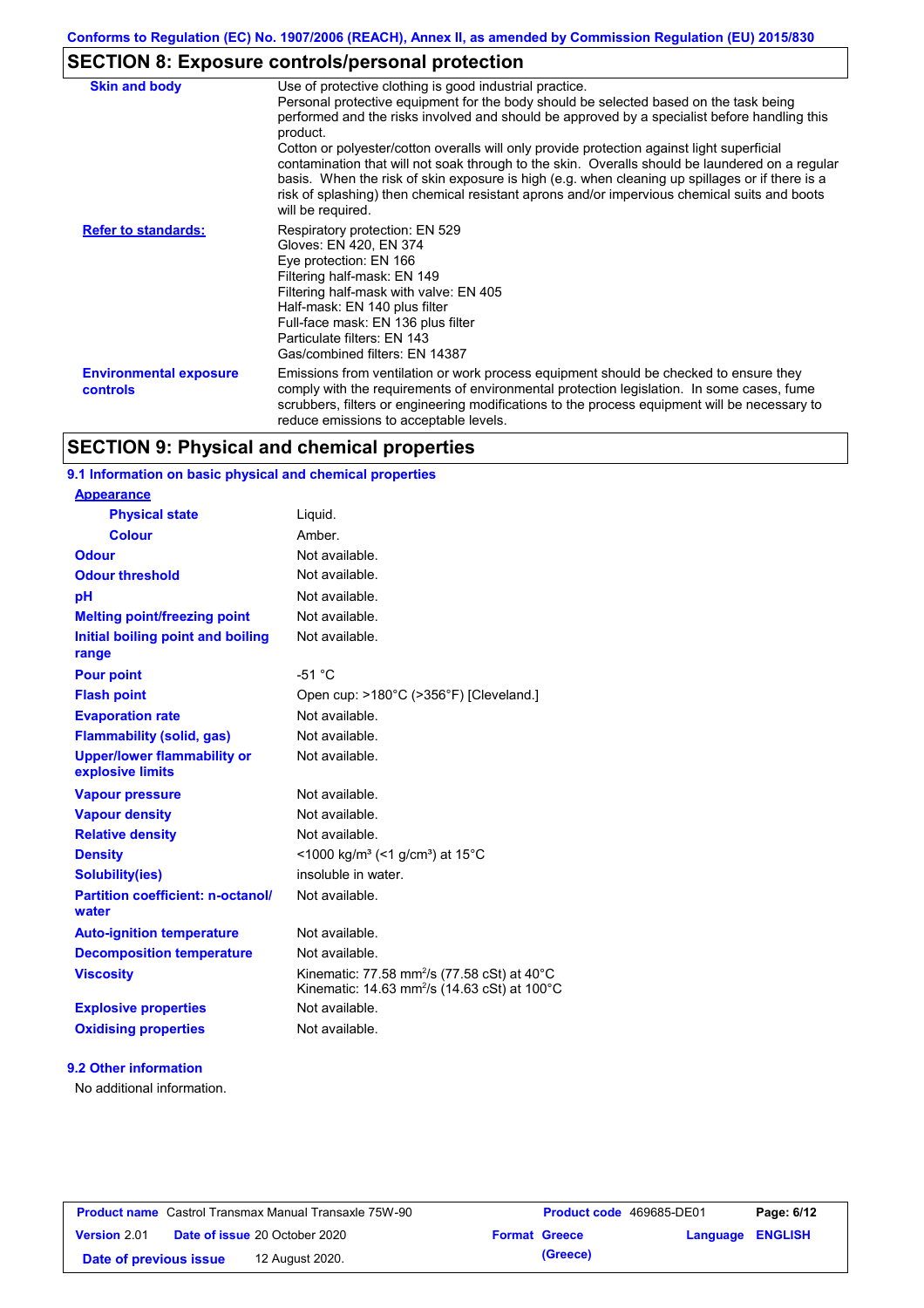## SECTION 8: Exposure controls/personal protection

| | |
|---|---|
| **Skin and body** | Use of protective clothing is good industrial practice. Personal protective equipment for the body should be selected based on the task being performed and the risks involved and should be approved by a specialist before handling this product. Cotton or polyester/cotton overalls will only provide protection against light superficial contamination that will not soak through to the skin. Overalls should be laundered on a regular basis. When the risk of skin exposure is high (e.g. when cleaning up spillages or if there is a risk of splashing) then chemical resistant aprons and/or impervious chemical suits and boots will be required. |
| **Refer to standards:** | Respiratory protection: EN 529<br>Gloves: EN 420, EN 374<br>Eye protection: EN 166<br>Filtering half-mask: EN 149<br>Filtering half-mask with valve: EN 405<br>Half-mask: EN 140 plus filter<br>Full-face mask: EN 136 plus filter<br>Particulate filters: EN 143<br>Gas/combined filters: EN 14387 |
| **Environmental exposure controls** | Emissions from ventilation or work process equipment should be checked to ensure they comply with the requirements of environmental protection legislation. In some cases, fume scrubbers, filters or engineering modifications to the process equipment will be necessary to reduce emissions to acceptable levels. |

## SECTION 9: Physical and chemical properties

### 9.1 Information on basic physical and chemical properties

| | |
|---|---|
| **Appearance** | |
| **Physical state** | Liquid. |
| **Colour** | Amber. |
| **Odour** | Not available. |
| **Odour threshold** | Not available. |
| **pH** | Not available. |
| **Melting point/freezing point** | Not available. |
| **Initial boiling point and boiling range** | Not available. |
| **Pour point** | -51 °C |
| **Flash point** | Open cup: >180°C (>356°F) [Cleveland.] |
| **Evaporation rate** | Not available. |
| **Flammability (solid, gas)** | Not available. |
| **Upper/lower flammability or explosive limits** | Not available. |
| **Vapour pressure** | Not available. |
| **Vapour density** | Not available. |
| **Relative density** | Not available. |
| **Density** | <1000 kg/m³ (<1 g/cm³) at 15°C |
| **Solubility(ies)** | insoluble in water. |
| **Partition coefficient: n-octanol/water** | Not available. |
| **Auto-ignition temperature** | Not available. |
| **Decomposition temperature** | Not available. |
| **Viscosity** | Kinematic: 77.58 mm²/s (77.58 cSt) at 40°C<br>Kinematic: 14.63 mm²/s (14.63 cSt) at 100°C |
| **Explosive properties** | Not available. |
| **Oxidising properties** | Not available. |

### 9.2 Other information

No additional information.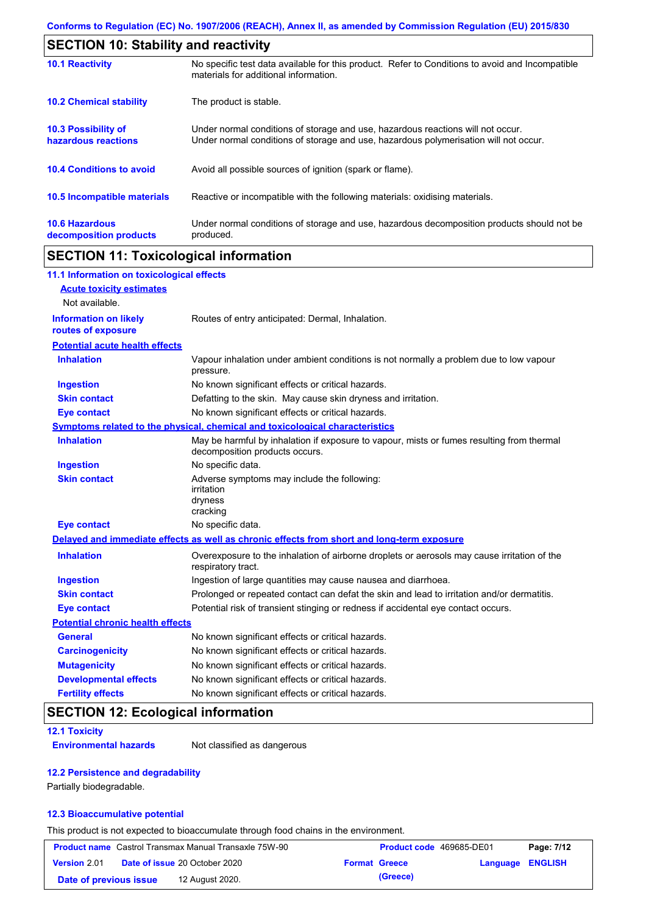## SECTION 10: Stability and reactivity

| | |
|---|---|
| **10.1 Reactivity** | No specific test data available for this product. Refer to Conditions to avoid and Incompatible materials for additional information. |
| **10.2 Chemical stability** | The product is stable. |
| **10.3 Possibility of hazardous reactions** | Under normal conditions of storage and use, hazardous reactions will not occur. Under normal conditions of storage and use, hazardous polymerisation will not occur. |
| **10.4 Conditions to avoid** | Avoid all possible sources of ignition (spark or flame). |
| **10.5 Incompatible materials** | Reactive or incompatible with the following materials: oxidising materials. |
| **10.6 Hazardous decomposition products** | Under normal conditions of storage and use, hazardous decomposition products should not be produced. |

## SECTION 11: Toxicological information

### 11.1 Information on toxicological effects

**Acute toxicity estimates**

Not available.

**Information on likely routes of exposure**: Routes of entry anticipated: Dermal, Inhalation.

**Potential acute health effects**

| | |
|---|---|
| **Inhalation** | Vapour inhalation under ambient conditions is not normally a problem due to low vapour pressure. |
| **Ingestion** | No known significant effects or critical hazards. |
| **Skin contact** | Defatting to the skin. May cause skin dryness and irritation. |
| **Eye contact** | No known significant effects or critical hazards. |

**Symptoms related to the physical, chemical and toxicological characteristics**

| | |
|---|---|
| **Inhalation** | May be harmful by inhalation if exposure to vapour, mists or fumes resulting from thermal decomposition products occurs. |
| **Ingestion** | No specific data. |
| **Skin contact** | Adverse symptoms may include the following: irritation dryness cracking |
| **Eye contact** | No specific data. |

**Delayed and immediate effects as well as chronic effects from short and long-term exposure**

| | |
|---|---|
| **Inhalation** | Overexposure to the inhalation of airborne droplets or aerosols may cause irritation of the respiratory tract. |
| **Ingestion** | Ingestion of large quantities may cause nausea and diarrhoea. |
| **Skin contact** | Prolonged or repeated contact can defat the skin and lead to irritation and/or dermatitis. |
| **Eye contact** | Potential risk of transient stinging or redness if accidental eye contact occurs. |

**Potential chronic health effects**

| | |
|---|---|
| **General** | No known significant effects or critical hazards. |
| **Carcinogenicity** | No known significant effects or critical hazards. |
| **Mutagenicity** | No known significant effects or critical hazards. |
| **Developmental effects** | No known significant effects or critical hazards. |
| **Fertility effects** | No known significant effects or critical hazards. |

## SECTION 12: Ecological information

### 12.1 Toxicity

**Environmental hazards**: Not classified as dangerous

### 12.2 Persistence and degradability

Partially biodegradable.

### 12.3 Bioaccumulative potential

This product is not expected to bioaccumulate through food chains in the environment.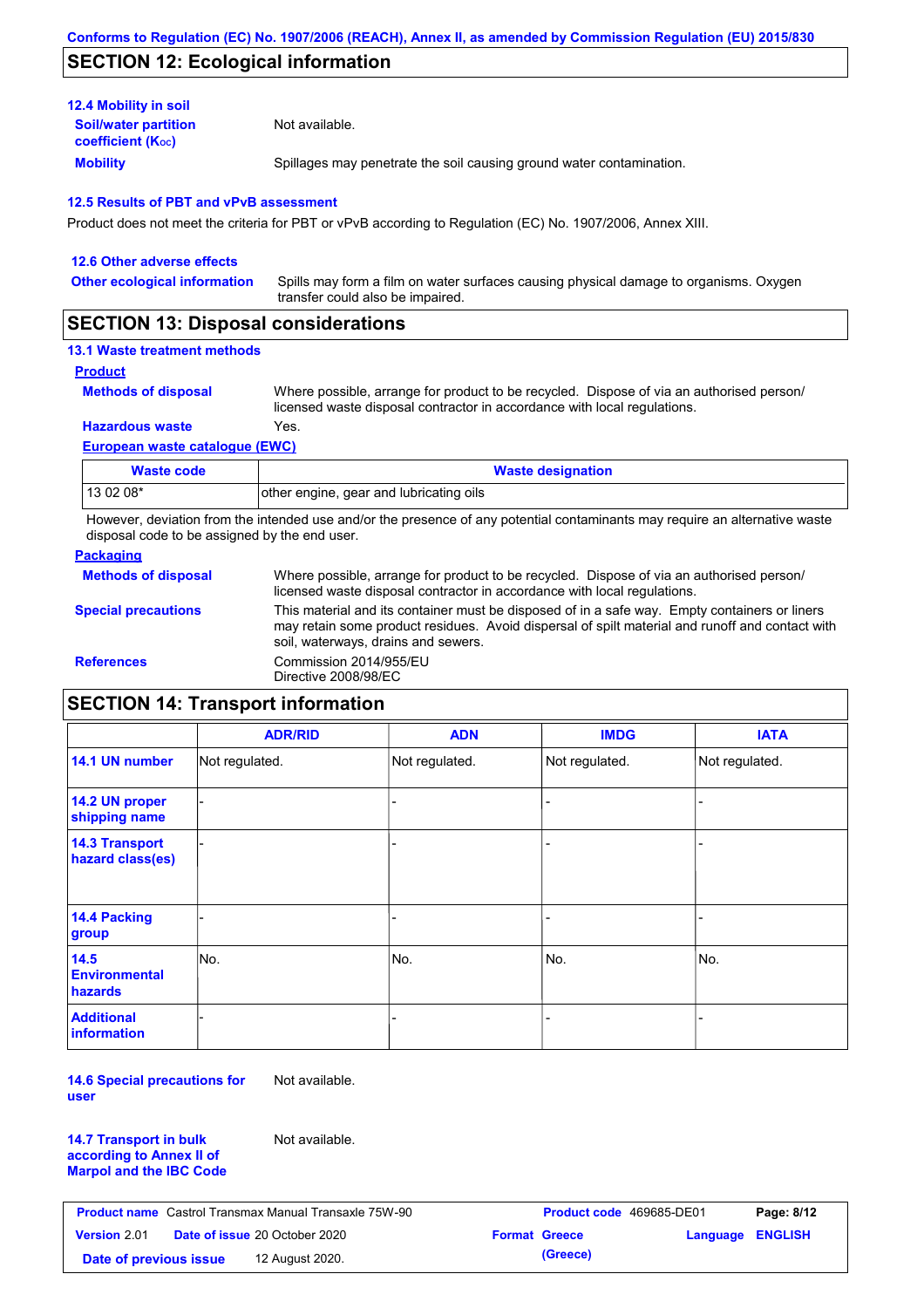Conforms to Regulation (EC) No. 1907/2006 (REACH), Annex II, as amended by Commission Regulation (EU) 2015/830

## SECTION 12: Ecological information

### 12.4 Mobility in soil

**Soil/water partition coefficient ($K_{OC}$)**: Not available.

**Mobility**: Spillages may penetrate the soil causing ground water contamination.

### 12.5 Results of PBT and vPvB assessment

Product does not meet the criteria for PBT or vPvB according to Regulation (EC) No. 1907/2006, Annex XIII.

### 12.6 Other adverse effects

**Other ecological information**: Spills may form a film on water surfaces causing physical damage to organisms. Oxygen transfer could also be impaired.

## SECTION 13: Disposal considerations

### 13.1 Waste treatment methods

**Product**

**Methods of disposal**: Where possible, arrange for product to be recycled. Dispose of via an authorised person/ licensed waste disposal contractor in accordance with local regulations.

**Hazardous waste**: Yes.

**European waste catalogue (EWC)**

| Waste code | Waste designation |
|---|---|
| 13 02 08* | other engine, gear and lubricating oils |

However, deviation from the intended use and/or the presence of any potential contaminants may require an alternative waste disposal code to be assigned by the end user.

**Packaging**

**Methods of disposal**: Where possible, arrange for product to be recycled. Dispose of via an authorised person/ licensed waste disposal contractor in accordance with local regulations.

**Special precautions**: This material and its container must be disposed of in a safe way. Empty containers or liners may retain some product residues. Avoid dispersal of spilt material and runoff and contact with soil, waterways, drains and sewers.

**References**: Commission 2014/955/EU
Directive 2008/98/EC

## SECTION 14: Transport information

| | ADR/RID | ADN | IMDG | IATA |
|---|---|---|---|---|
| **14.1 UN number** | Not regulated. | Not regulated. | Not regulated. | Not regulated. |
| **14.2 UN proper shipping name** | - | - | - | - |
| **14.3 Transport hazard class(es)** | - | - | - | - |
| **14.4 Packing group** | - | - | - | - |
| **14.5 Environmental hazards** | No. | No. | No. | No. |
| **Additional information** | - | - | - | - |

**14.6 Special precautions for user**: Not available.

**14.7 Transport in bulk according to Annex II of Marpol and the IBC Code**: Not available.

| Product name | Castrol Transmax Manual Transaxle 75W-90 | Product code | 469685-DE01 |
|---|---|---|---|
| Version | 2.01 | Date of issue | 20 October 2020 |
| Format | Greece (Greece) | Language | ENGLISH |
| Date of previous issue | 12 August 2020. | | |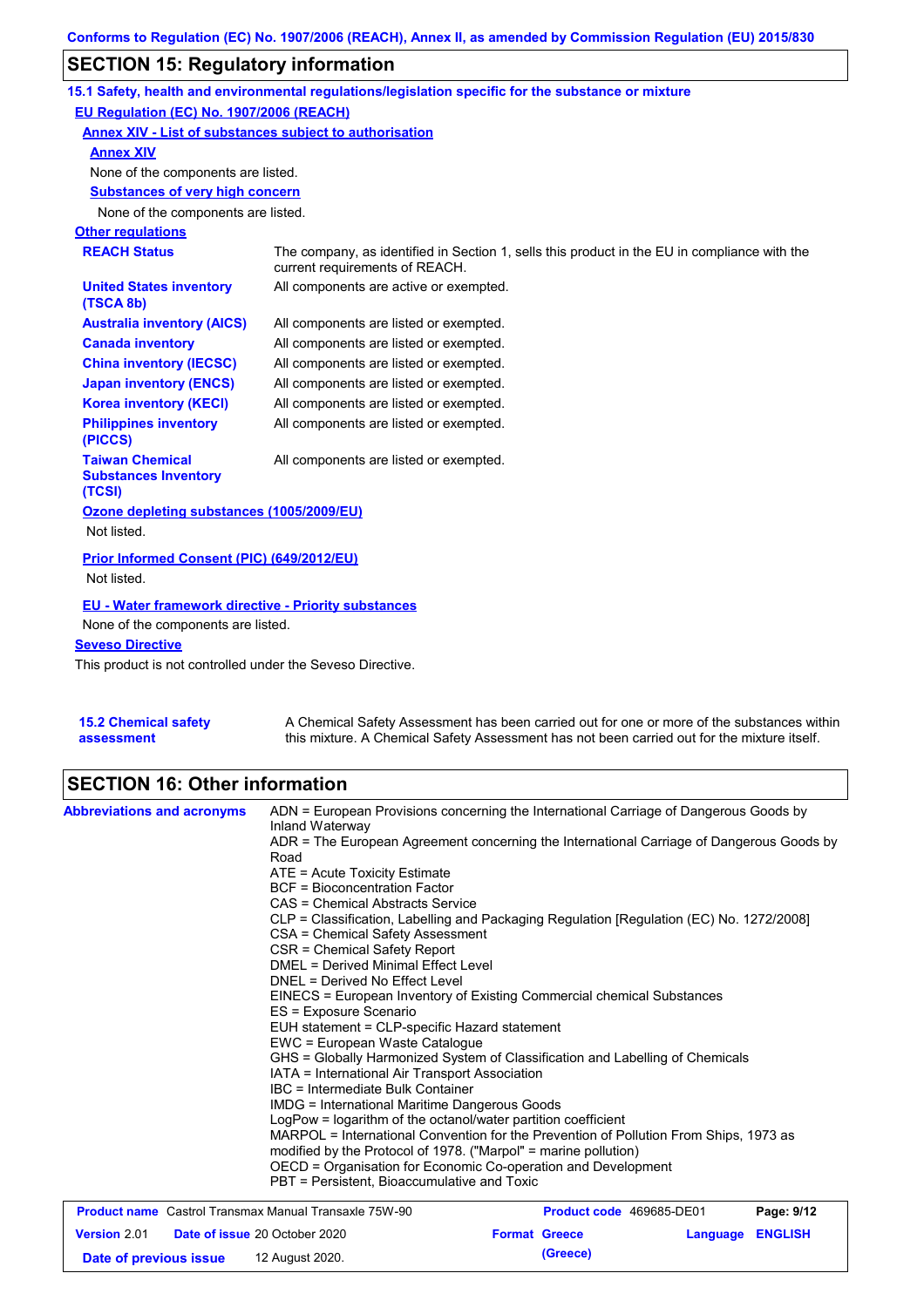## SECTION 15: Regulatory information

### 15.1 Safety, health and environmental regulations/legislation specific for the substance or mixture

**EU Regulation (EC) No. 1907/2006 (REACH)**

**Annex XIV - List of substances subject to authorisation**

**Annex XIV**

None of the components are listed.

**Substances of very high concern**

None of the components are listed.

**Other regulations**

| | |
|---|---|
| **REACH Status** | The company, as identified in Section 1, sells this product in the EU in compliance with the current requirements of REACH. |
| **United States inventory (TSCA 8b)** | All components are active or exempted. |
| **Australia inventory (AICS)** | All components are listed or exempted. |
| **Canada inventory** | All components are listed or exempted. |
| **China inventory (IECSC)** | All components are listed or exempted. |
| **Japan inventory (ENCS)** | All components are listed or exempted. |
| **Korea inventory (KECI)** | All components are listed or exempted. |
| **Philippines inventory (PICCS)** | All components are listed or exempted. |
| **Taiwan Chemical Substances Inventory (TCSI)** | All components are listed or exempted. |

**Ozone depleting substances (1005/2009/EU)**

Not listed.

**Prior Informed Consent (PIC) (649/2012/EU)**

Not listed.

**EU - Water framework directive - Priority substances**

None of the components are listed.

**Seveso Directive**

This product is not controlled under the Seveso Directive.

**15.2 Chemical safety assessment**

A Chemical Safety Assessment has been carried out for one or more of the substances within this mixture. A Chemical Safety Assessment has not been carried out for the mixture itself.

## SECTION 16: Other information

**Abbreviations and acronyms**

ADN = European Provisions concerning the International Carriage of Dangerous Goods by Inland Waterway
ADR = The European Agreement concerning the International Carriage of Dangerous Goods by Road
ATE = Acute Toxicity Estimate
BCF = Bioconcentration Factor
CAS = Chemical Abstracts Service
CLP = Classification, Labelling and Packaging Regulation [Regulation (EC) No. 1272/2008]
CSA = Chemical Safety Assessment
CSR = Chemical Safety Report
DMEL = Derived Minimal Effect Level
DNEL = Derived No Effect Level
EINECS = European Inventory of Existing Commercial chemical Substances
ES = Exposure Scenario
EUH statement = CLP-specific Hazard statement
EWC = European Waste Catalogue
GHS = Globally Harmonized System of Classification and Labelling of Chemicals
IATA = International Air Transport Association
IBC = Intermediate Bulk Container
IMDG = International Maritime Dangerous Goods
LogPow = logarithm of the octanol/water partition coefficient
MARPOL = International Convention for the Prevention of Pollution From Ships, 1973 as modified by the Protocol of 1978. ("Marpol" = marine pollution)
OECD = Organisation for Economic Co-operation and Development
PBT = Persistent, Bioaccumulative and Toxic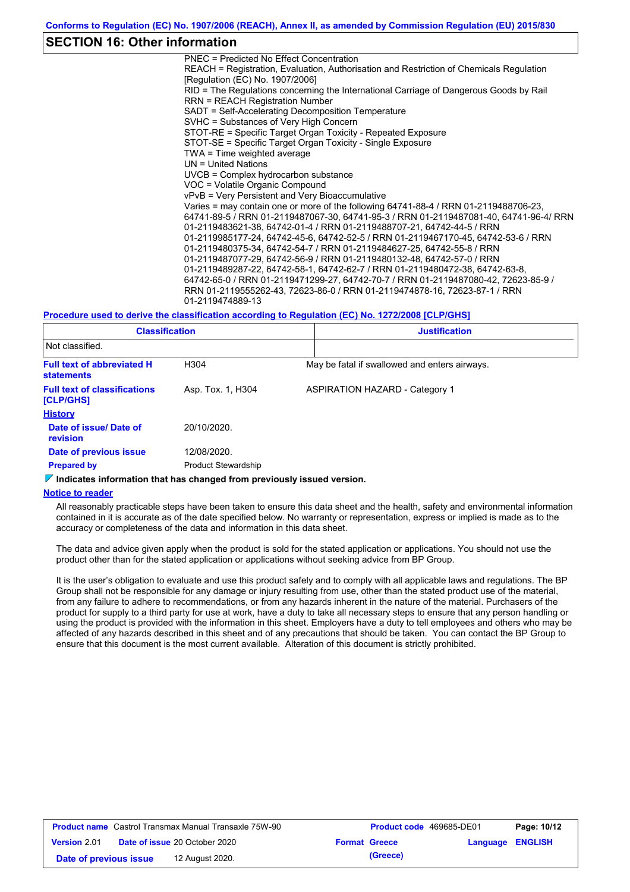## SECTION 16: Other information

PNEC = Predicted No Effect Concentration
REACH = Registration, Evaluation, Authorisation and Restriction of Chemicals Regulation [Regulation (EC) No. 1907/2006]
RID = The Regulations concerning the International Carriage of Dangerous Goods by Rail
RRN = REACH Registration Number
SADT = Self-Accelerating Decomposition Temperature
SVHC = Substances of Very High Concern
STOT-RE = Specific Target Organ Toxicity - Repeated Exposure
STOT-SE = Specific Target Organ Toxicity - Single Exposure
TWA = Time weighted average
UN = United Nations
UVCB = Complex hydrocarbon substance
VOC = Volatile Organic Compound
vPvB = Very Persistent and Very Bioaccumulative
Varies = may contain one or more of the following 64741-88-4 / RRN 01-2119488706-23, 64741-89-5 / RRN 01-2119487067-30, 64741-95-3 / RRN 01-2119487081-40, 64741-96-4/ RRN 01-2119483621-38, 64742-01-4 / RRN 01-2119488707-21, 64742-44-5 / RRN 01-2119985177-24, 64742-45-6, 64742-52-5 / RRN 01-2119467170-45, 64742-53-6 / RRN 01-2119480375-34, 64742-54-7 / RRN 01-2119484627-25, 64742-55-8 / RRN 01-2119487077-29, 64742-56-9 / RRN 01-2119480132-48, 64742-57-0 / RRN 01-2119489287-22, 64742-58-1, 64742-62-7 / RRN 01-2119480472-38, 64742-63-8, 64742-65-0 / RRN 01-2119471299-27, 64742-70-7 / RRN 01-2119487080-42, 72623-85-9 / RRN 01-2119555262-43, 72623-86-0 / RRN 01-2119474878-16, 72623-87-1 / RRN 01-2119474889-13

**Procedure used to derive the classification according to Regulation (EC) No. 1272/2008 [CLP/GHS]**

| Classification | Justification |
|---|---|
| Not classified. | |

**Full text of abbreviated H statements**: H304 — May be fatal if swallowed and enters airways.

**Full text of classifications [CLP/GHS]**: Asp. Tox. 1, H304 — ASPIRATION HAZARD - Category 1

**History**

**Date of issue/ Date of revision**: 20/10/2020.

**Date of previous issue**: 12/08/2020.

**Prepared by**: Product Stewardship

**Indicates information that has changed from previously issued version.**

**Notice to reader**

All reasonably practicable steps have been taken to ensure this data sheet and the health, safety and environmental information contained in it is accurate as of the date specified below. No warranty or representation, express or implied is made as to the accuracy or completeness of the data and information in this data sheet.

The data and advice given apply when the product is sold for the stated application or applications. You should not use the product other than for the stated application or applications without seeking advice from BP Group.

It is the user's obligation to evaluate and use this product safely and to comply with all applicable laws and regulations. The BP Group shall not be responsible for any damage or injury resulting from use, other than the stated product use of the material, from any failure to adhere to recommendations, or from any hazards inherent in the nature of the material. Purchasers of the product for supply to a third party for use at work, have a duty to take all necessary steps to ensure that any person handling or using the product is provided with the information in this sheet. Employers have a duty to tell employees and others who may be affected of any hazards described in this sheet and of any precautions that should be taken. You can contact the BP Group to ensure that this document is the most current available. Alteration of this document is strictly prohibited.